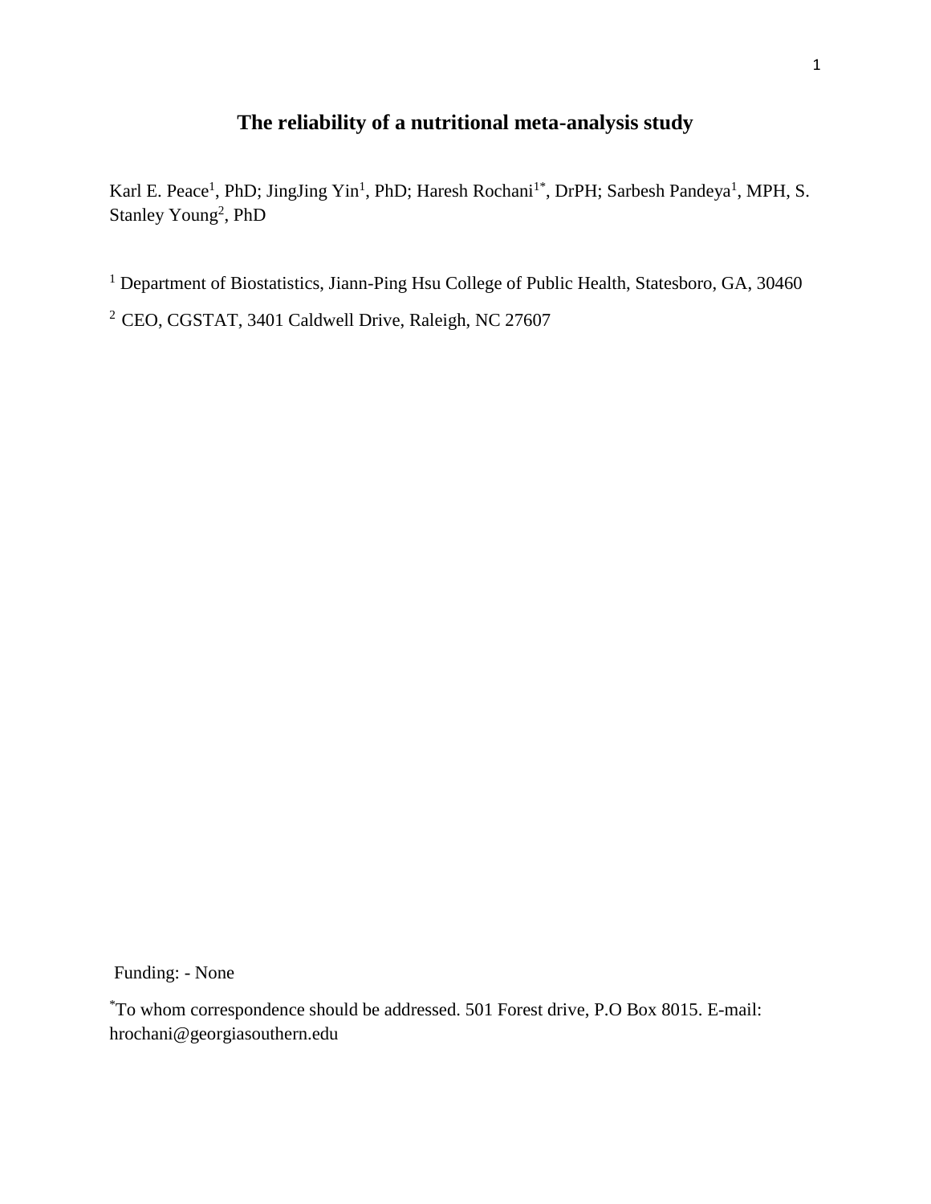# The reliability of a nutritional meta-analysis study

Karl E. Peace[1], PhD; JingJing Yin[1], PhD; Haresh Rochani[1*], DrPH; Sarbesh Pandeya[1], MPH, S. Stanley Young[2], PhD

[1] Department of Biostatistics, Jiann-Ping Hsu College of Public Health, Statesboro, GA, 30460

[2] CEO, CGSTAT, 3401 Caldwell Drive, Raleigh, NC 27607

Funding: - None

[*]To whom correspondence should be addressed. 501 Forest drive, P.O Box 8015. E-mail: hrochani@georgiasouthern.edu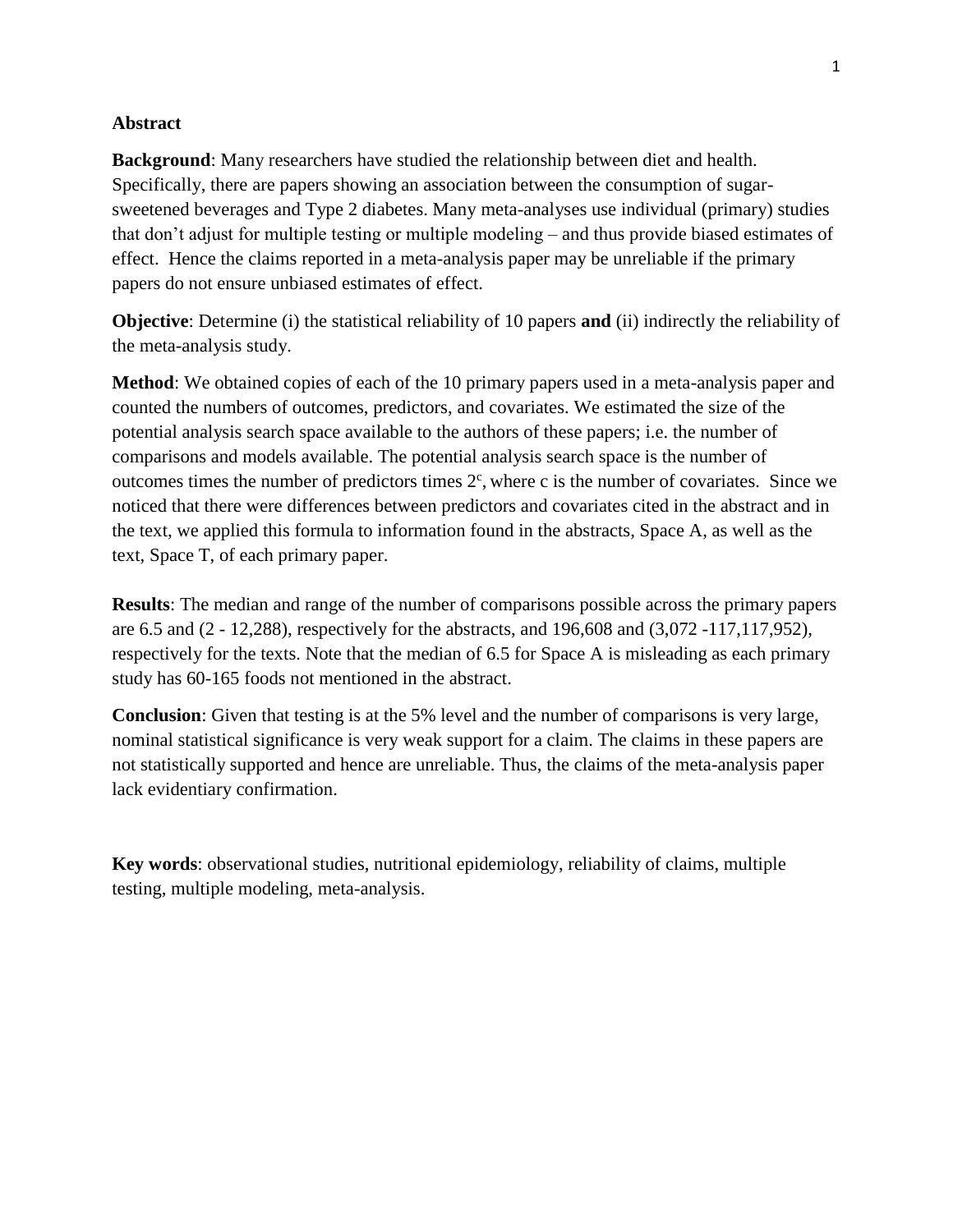## Abstract

**Background**: Many researchers have studied the relationship between diet and health. Specifically, there are papers showing an association between the consumption of sugar-sweetened beverages and Type 2 diabetes. Many meta-analyses use individual (primary) studies that don't adjust for multiple testing or multiple modeling – and thus provide biased estimates of effect. Hence the claims reported in a meta-analysis paper may be unreliable if the primary papers do not ensure unbiased estimates of effect.

**Objective**: Determine (i) the statistical reliability of 10 papers **and** (ii) indirectly the reliability of the meta-analysis study.

**Method**: We obtained copies of each of the 10 primary papers used in a meta-analysis paper and counted the numbers of outcomes, predictors, and covariates. We estimated the size of the potential analysis search space available to the authors of these papers; i.e. the number of comparisons and models available. The potential analysis search space is the number of outcomes times the number of predictors times $2^c$, where c is the number of covariates. Since we noticed that there were differences between predictors and covariates cited in the abstract and in the text, we applied this formula to information found in the abstracts, Space A, as well as the text, Space T, of each primary paper.

**Results**: The median and range of the number of comparisons possible across the primary papers are 6.5 and (2 - 12,288), respectively for the abstracts, and 196,608 and (3,072 -117,117,952), respectively for the texts. Note that the median of 6.5 for Space A is misleading as each primary study has 60-165 foods not mentioned in the abstract.

**Conclusion**: Given that testing is at the 5% level and the number of comparisons is very large, nominal statistical significance is very weak support for a claim. The claims in these papers are not statistically supported and hence are unreliable. Thus, the claims of the meta-analysis paper lack evidentiary confirmation.

**Key words**: observational studies, nutritional epidemiology, reliability of claims, multiple testing, multiple modeling, meta-analysis.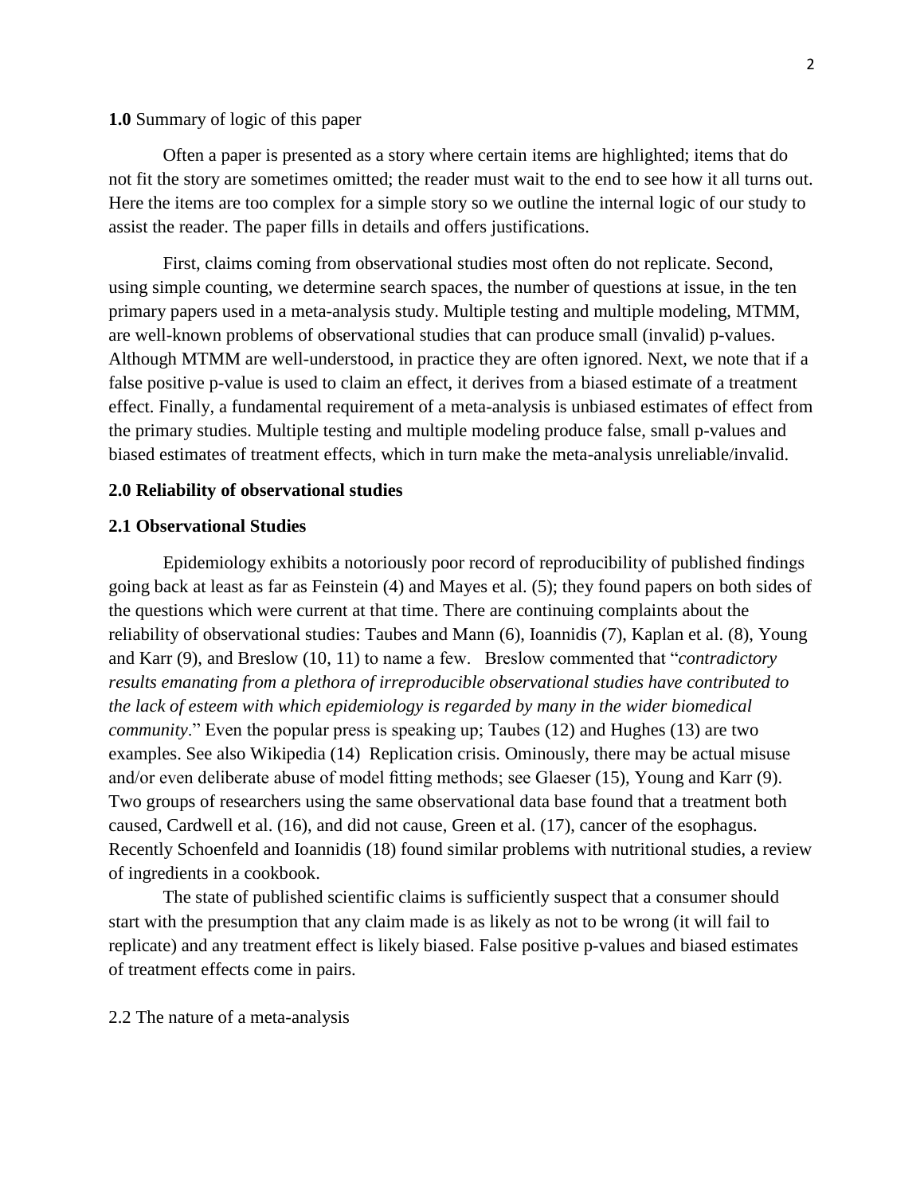**1.0** Summary of logic of this paper

Often a paper is presented as a story where certain items are highlighted; items that do not fit the story are sometimes omitted; the reader must wait to the end to see how it all turns out. Here the items are too complex for a simple story so we outline the internal logic of our study to assist the reader. The paper fills in details and offers justifications.

First, claims coming from observational studies most often do not replicate. Second, using simple counting, we determine search spaces, the number of questions at issue, in the ten primary papers used in a meta-analysis study. Multiple testing and multiple modeling, MTMM, are well-known problems of observational studies that can produce small (invalid) p-values. Although MTMM are well-understood, in practice they are often ignored. Next, we note that if a false positive p-value is used to claim an effect, it derives from a biased estimate of a treatment effect. Finally, a fundamental requirement of a meta-analysis is unbiased estimates of effect from the primary studies. Multiple testing and multiple modeling produce false, small p-values and biased estimates of treatment effects, which in turn make the meta-analysis unreliable/invalid.

## 2.0 Reliability of observational studies

### 2.1 Observational Studies

Epidemiology exhibits a notoriously poor record of reproducibility of published findings going back at least as far as Feinstein (4) and Mayes et al. (5); they found papers on both sides of the questions which were current at that time. There are continuing complaints about the reliability of observational studies: Taubes and Mann (6), Ioannidis (7), Kaplan et al. (8), Young and Karr (9), and Breslow (10, 11) to name a few. Breslow commented that "*contradictory results emanating from a plethora of irreproducible observational studies have contributed to the lack of esteem with which epidemiology is regarded by many in the wider biomedical community*." Even the popular press is speaking up; Taubes (12) and Hughes (13) are two examples. See also Wikipedia (14) Replication crisis. Ominously, there may be actual misuse and/or even deliberate abuse of model fitting methods; see Glaeser (15), Young and Karr (9). Two groups of researchers using the same observational data base found that a treatment both caused, Cardwell et al. (16), and did not cause, Green et al. (17), cancer of the esophagus. Recently Schoenfeld and Ioannidis (18) found similar problems with nutritional studies, a review of ingredients in a cookbook.

The state of published scientific claims is sufficiently suspect that a consumer should start with the presumption that any claim made is as likely as not to be wrong (it will fail to replicate) and any treatment effect is likely biased. False positive p-values and biased estimates of treatment effects come in pairs.

2.2 The nature of a meta-analysis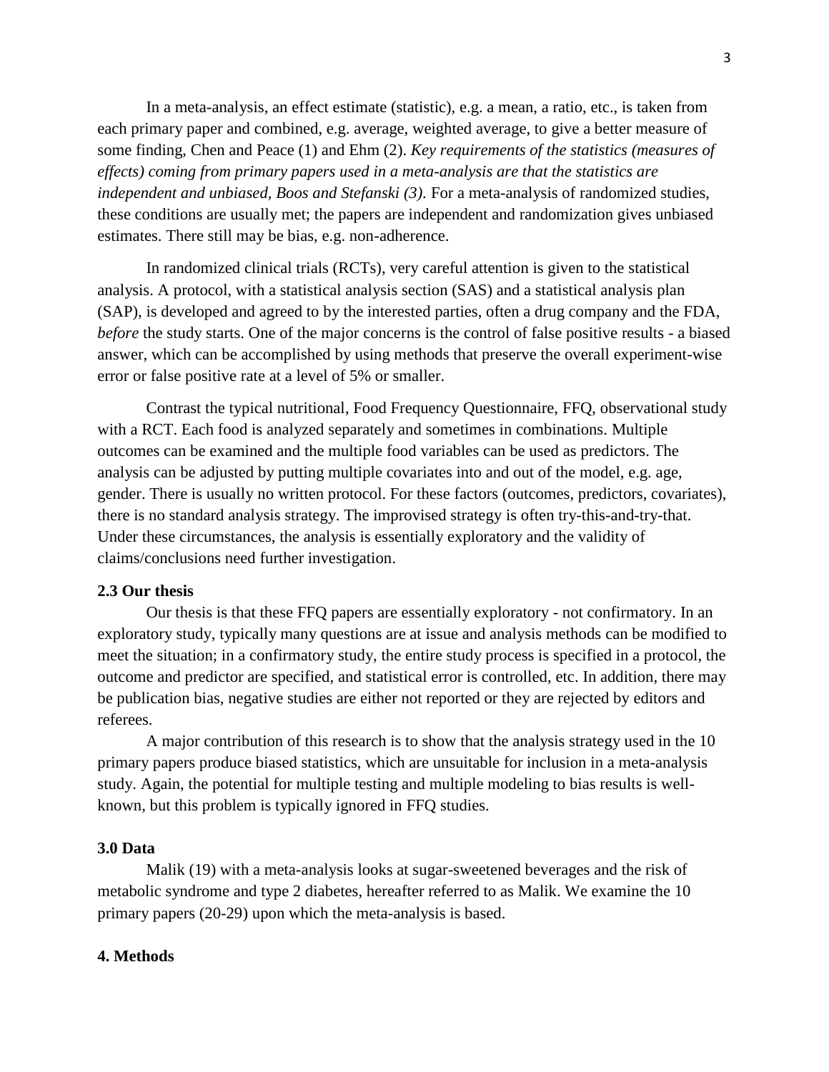In a meta-analysis, an effect estimate (statistic), e.g. a mean, a ratio, etc., is taken from each primary paper and combined, e.g. average, weighted average, to give a better measure of some finding, Chen and Peace (1) and Ehm (2). *Key requirements of the statistics (measures of effects) coming from primary papers used in a meta-analysis are that the statistics are independent and unbiased, Boos and Stefanski (3).* For a meta-analysis of randomized studies, these conditions are usually met; the papers are independent and randomization gives unbiased estimates. There still may be bias, e.g. non-adherence.

In randomized clinical trials (RCTs), very careful attention is given to the statistical analysis. A protocol, with a statistical analysis section (SAS) and a statistical analysis plan (SAP), is developed and agreed to by the interested parties, often a drug company and the FDA, *before* the study starts. One of the major concerns is the control of false positive results - a biased answer, which can be accomplished by using methods that preserve the overall experiment-wise error or false positive rate at a level of 5% or smaller.

Contrast the typical nutritional, Food Frequency Questionnaire, FFQ, observational study with a RCT. Each food is analyzed separately and sometimes in combinations. Multiple outcomes can be examined and the multiple food variables can be used as predictors. The analysis can be adjusted by putting multiple covariates into and out of the model, e.g. age, gender. There is usually no written protocol. For these factors (outcomes, predictors, covariates), there is no standard analysis strategy. The improvised strategy is often try-this-and-try-that. Under these circumstances, the analysis is essentially exploratory and the validity of claims/conclusions need further investigation.

### 2.3 Our thesis

Our thesis is that these FFQ papers are essentially exploratory - not confirmatory. In an exploratory study, typically many questions are at issue and analysis methods can be modified to meet the situation; in a confirmatory study, the entire study process is specified in a protocol, the outcome and predictor are specified, and statistical error is controlled, etc. In addition, there may be publication bias, negative studies are either not reported or they are rejected by editors and referees.

A major contribution of this research is to show that the analysis strategy used in the 10 primary papers produce biased statistics, which are unsuitable for inclusion in a meta-analysis study. Again, the potential for multiple testing and multiple modeling to bias results is well-known, but this problem is typically ignored in FFQ studies.

## 3.0 Data

Malik (19) with a meta-analysis looks at sugar-sweetened beverages and the risk of metabolic syndrome and type 2 diabetes, hereafter referred to as Malik. We examine the 10 primary papers (20-29) upon which the meta-analysis is based.

## 4. Methods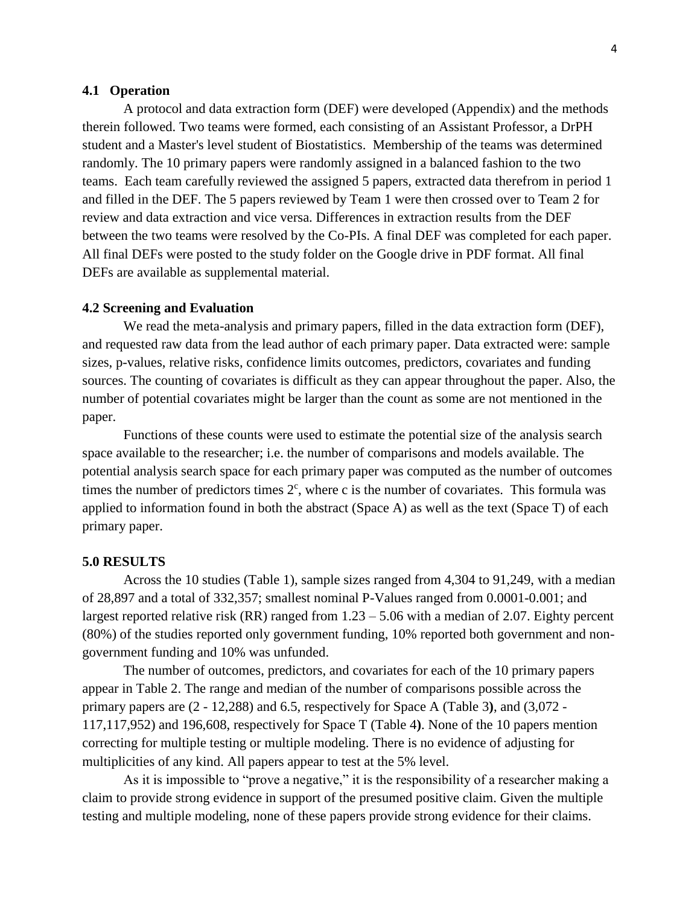### 4.1 Operation

A protocol and data extraction form (DEF) were developed (Appendix) and the methods therein followed. Two teams were formed, each consisting of an Assistant Professor, a DrPH student and a Master's level student of Biostatistics. Membership of the teams was determined randomly. The 10 primary papers were randomly assigned in a balanced fashion to the two teams. Each team carefully reviewed the assigned 5 papers, extracted data therefrom in period 1 and filled in the DEF. The 5 papers reviewed by Team 1 were then crossed over to Team 2 for review and data extraction and vice versa. Differences in extraction results from the DEF between the two teams were resolved by the Co-PIs. A final DEF was completed for each paper. All final DEFs were posted to the study folder on the Google drive in PDF format. All final DEFs are available as supplemental material.

### 4.2 Screening and Evaluation

We read the meta-analysis and primary papers, filled in the data extraction form (DEF), and requested raw data from the lead author of each primary paper. Data extracted were: sample sizes, p-values, relative risks, confidence limits outcomes, predictors, covariates and funding sources. The counting of covariates is difficult as they can appear throughout the paper. Also, the number of potential covariates might be larger than the count as some are not mentioned in the paper.

Functions of these counts were used to estimate the potential size of the analysis search space available to the researcher; i.e. the number of comparisons and models available. The potential analysis search space for each primary paper was computed as the number of outcomes times the number of predictors times $2^c$, where c is the number of covariates. This formula was applied to information found in both the abstract (Space A) as well as the text (Space T) of each primary paper.

## 5.0 RESULTS

Across the 10 studies (Table 1), sample sizes ranged from 4,304 to 91,249, with a median of 28,897 and a total of 332,357; smallest nominal P-Values ranged from 0.0001-0.001; and largest reported relative risk (RR) ranged from 1.23 – 5.06 with a median of 2.07. Eighty percent (80%) of the studies reported only government funding, 10% reported both government and non-government funding and 10% was unfunded.

The number of outcomes, predictors, and covariates for each of the 10 primary papers appear in Table 2. The range and median of the number of comparisons possible across the primary papers are (2 - 12,288) and 6.5, respectively for Space A (Table 3**)**, and (3,072 - 117,117,952) and 196,608, respectively for Space T (Table 4**)**. None of the 10 papers mention correcting for multiple testing or multiple modeling. There is no evidence of adjusting for multiplicities of any kind. All papers appear to test at the 5% level.

As it is impossible to "prove a negative," it is the responsibility of a researcher making a claim to provide strong evidence in support of the presumed positive claim. Given the multiple testing and multiple modeling, none of these papers provide strong evidence for their claims.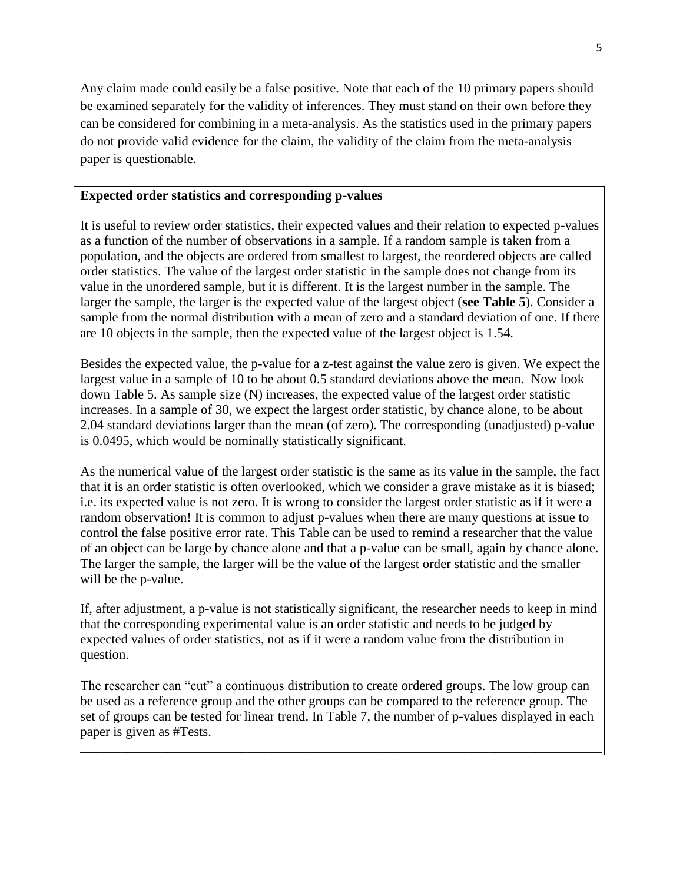Any claim made could easily be a false positive. Note that each of the 10 primary papers should be examined separately for the validity of inferences. They must stand on their own before they can be considered for combining in a meta-analysis. As the statistics used in the primary papers do not provide valid evidence for the claim, the validity of the claim from the meta-analysis paper is questionable.

### Expected order statistics and corresponding p-values

It is useful to review order statistics, their expected values and their relation to expected p-values as a function of the number of observations in a sample. If a random sample is taken from a population, and the objects are ordered from smallest to largest, the reordered objects are called order statistics. The value of the largest order statistic in the sample does not change from its value in the unordered sample, but it is different. It is the largest number in the sample. The larger the sample, the larger is the expected value of the largest object (**see Table 5**). Consider a sample from the normal distribution with a mean of zero and a standard deviation of one. If there are 10 objects in the sample, then the expected value of the largest object is 1.54.

Besides the expected value, the p-value for a z-test against the value zero is given. We expect the largest value in a sample of 10 to be about 0.5 standard deviations above the mean. Now look down Table 5. As sample size (N) increases, the expected value of the largest order statistic increases. In a sample of 30, we expect the largest order statistic, by chance alone, to be about 2.04 standard deviations larger than the mean (of zero). The corresponding (unadjusted) p-value is 0.0495, which would be nominally statistically significant.

As the numerical value of the largest order statistic is the same as its value in the sample, the fact that it is an order statistic is often overlooked, which we consider a grave mistake as it is biased; i.e. its expected value is not zero. It is wrong to consider the largest order statistic as if it were a random observation! It is common to adjust p-values when there are many questions at issue to control the false positive error rate. This Table can be used to remind a researcher that the value of an object can be large by chance alone and that a p-value can be small, again by chance alone. The larger the sample, the larger will be the value of the largest order statistic and the smaller will be the p-value.

If, after adjustment, a p-value is not statistically significant, the researcher needs to keep in mind that the corresponding experimental value is an order statistic and needs to be judged by expected values of order statistics, not as if it were a random value from the distribution in question.

The researcher can "cut" a continuous distribution to create ordered groups. The low group can be used as a reference group and the other groups can be compared to the reference group. The set of groups can be tested for linear trend. In Table 7, the number of p-values displayed in each paper is given as #Tests.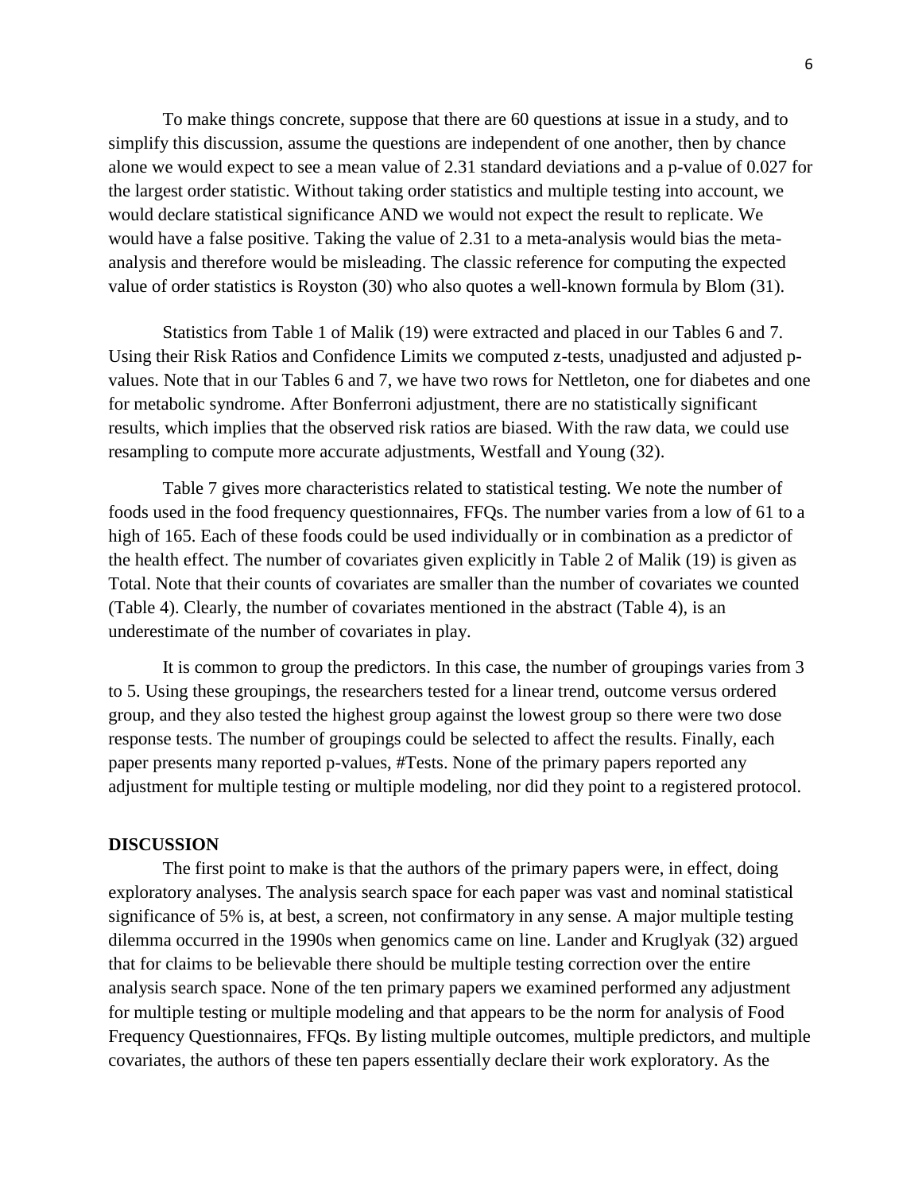To make things concrete, suppose that there are 60 questions at issue in a study, and to simplify this discussion, assume the questions are independent of one another, then by chance alone we would expect to see a mean value of 2.31 standard deviations and a p-value of 0.027 for the largest order statistic. Without taking order statistics and multiple testing into account, we would declare statistical significance AND we would not expect the result to replicate. We would have a false positive. Taking the value of 2.31 to a meta-analysis would bias the meta-analysis and therefore would be misleading. The classic reference for computing the expected value of order statistics is Royston (30) who also quotes a well-known formula by Blom (31).

Statistics from Table 1 of Malik (19) were extracted and placed in our Tables 6 and 7. Using their Risk Ratios and Confidence Limits we computed z-tests, unadjusted and adjusted p-values. Note that in our Tables 6 and 7, we have two rows for Nettleton, one for diabetes and one for metabolic syndrome. After Bonferroni adjustment, there are no statistically significant results, which implies that the observed risk ratios are biased. With the raw data, we could use resampling to compute more accurate adjustments, Westfall and Young (32).

Table 7 gives more characteristics related to statistical testing. We note the number of foods used in the food frequency questionnaires, FFQs. The number varies from a low of 61 to a high of 165. Each of these foods could be used individually or in combination as a predictor of the health effect. The number of covariates given explicitly in Table 2 of Malik (19) is given as Total. Note that their counts of covariates are smaller than the number of covariates we counted (Table 4). Clearly, the number of covariates mentioned in the abstract (Table 4), is an underestimate of the number of covariates in play.

It is common to group the predictors. In this case, the number of groupings varies from 3 to 5. Using these groupings, the researchers tested for a linear trend, outcome versus ordered group, and they also tested the highest group against the lowest group so there were two dose response tests. The number of groupings could be selected to affect the results. Finally, each paper presents many reported p-values, #Tests. None of the primary papers reported any adjustment for multiple testing or multiple modeling, nor did they point to a registered protocol.

## DISCUSSION

The first point to make is that the authors of the primary papers were, in effect, doing exploratory analyses. The analysis search space for each paper was vast and nominal statistical significance of 5% is, at best, a screen, not confirmatory in any sense. A major multiple testing dilemma occurred in the 1990s when genomics came on line. Lander and Kruglyak (32) argued that for claims to be believable there should be multiple testing correction over the entire analysis search space. None of the ten primary papers we examined performed any adjustment for multiple testing or multiple modeling and that appears to be the norm for analysis of Food Frequency Questionnaires, FFQs. By listing multiple outcomes, multiple predictors, and multiple covariates, the authors of these ten papers essentially declare their work exploratory. As the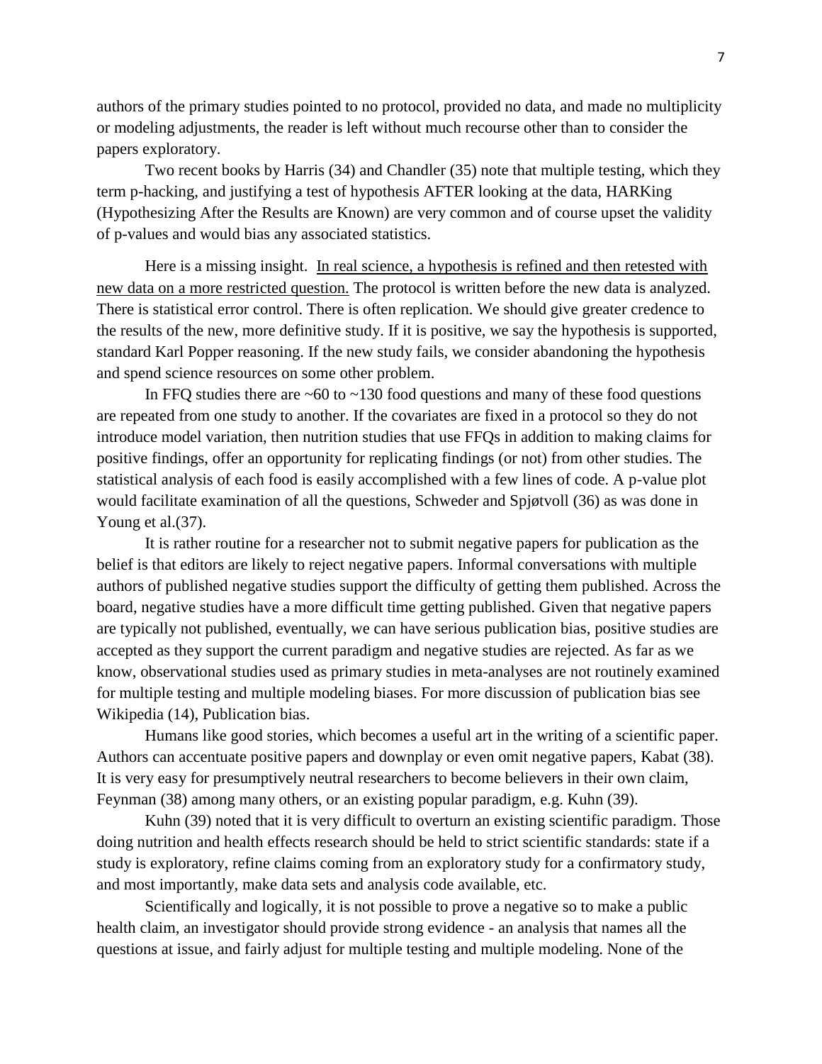authors of the primary studies pointed to no protocol, provided no data, and made no multiplicity or modeling adjustments, the reader is left without much recourse other than to consider the papers exploratory.

Two recent books by Harris (34) and Chandler (35) note that multiple testing, which they term p-hacking, and justifying a test of hypothesis AFTER looking at the data, HARKing (Hypothesizing After the Results are Known) are very common and of course upset the validity of p-values and would bias any associated statistics.

Here is a missing insight. <u>In real science, a hypothesis is refined and then retested with new data on a more restricted question.</u> The protocol is written before the new data is analyzed. There is statistical error control. There is often replication. We should give greater credence to the results of the new, more definitive study. If it is positive, we say the hypothesis is supported, standard Karl Popper reasoning. If the new study fails, we consider abandoning the hypothesis and spend science resources on some other problem.

In FFQ studies there are ~60 to ~130 food questions and many of these food questions are repeated from one study to another. If the covariates are fixed in a protocol so they do not introduce model variation, then nutrition studies that use FFQs in addition to making claims for positive findings, offer an opportunity for replicating findings (or not) from other studies. The statistical analysis of each food is easily accomplished with a few lines of code. A p-value plot would facilitate examination of all the questions, Schweder and Spjøtvoll (36) as was done in Young et al.(37).

It is rather routine for a researcher not to submit negative papers for publication as the belief is that editors are likely to reject negative papers. Informal conversations with multiple authors of published negative studies support the difficulty of getting them published. Across the board, negative studies have a more difficult time getting published. Given that negative papers are typically not published, eventually, we can have serious publication bias, positive studies are accepted as they support the current paradigm and negative studies are rejected. As far as we know, observational studies used as primary studies in meta-analyses are not routinely examined for multiple testing and multiple modeling biases. For more discussion of publication bias see Wikipedia (14), Publication bias.

Humans like good stories, which becomes a useful art in the writing of a scientific paper. Authors can accentuate positive papers and downplay or even omit negative papers, Kabat (38). It is very easy for presumptively neutral researchers to become believers in their own claim, Feynman (38) among many others, or an existing popular paradigm, e.g. Kuhn (39).

Kuhn (39) noted that it is very difficult to overturn an existing scientific paradigm. Those doing nutrition and health effects research should be held to strict scientific standards: state if a study is exploratory, refine claims coming from an exploratory study for a confirmatory study, and most importantly, make data sets and analysis code available, etc.

Scientifically and logically, it is not possible to prove a negative so to make a public health claim, an investigator should provide strong evidence - an analysis that names all the questions at issue, and fairly adjust for multiple testing and multiple modeling. None of the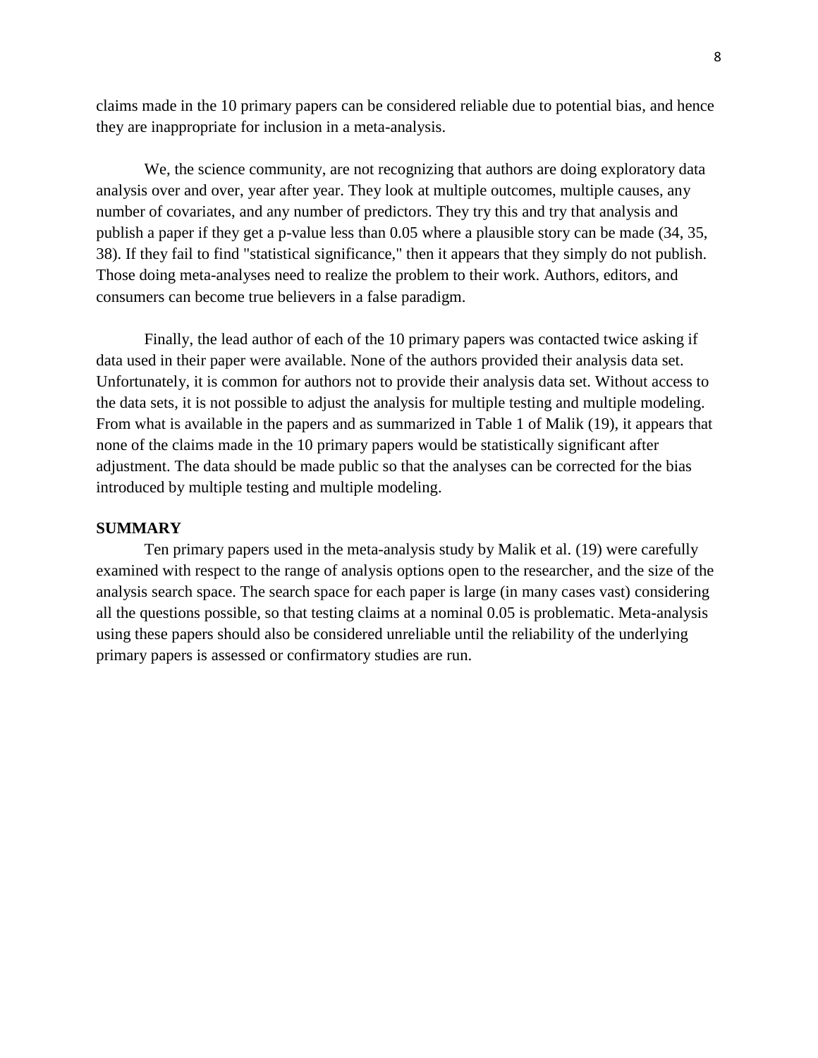claims made in the 10 primary papers can be considered reliable due to potential bias, and hence they are inappropriate for inclusion in a meta-analysis.

We, the science community, are not recognizing that authors are doing exploratory data analysis over and over, year after year. They look at multiple outcomes, multiple causes, any number of covariates, and any number of predictors. They try this and try that analysis and publish a paper if they get a p-value less than 0.05 where a plausible story can be made (34, 35, 38). If they fail to find "statistical significance," then it appears that they simply do not publish. Those doing meta-analyses need to realize the problem to their work. Authors, editors, and consumers can become true believers in a false paradigm.

Finally, the lead author of each of the 10 primary papers was contacted twice asking if data used in their paper were available. None of the authors provided their analysis data set. Unfortunately, it is common for authors not to provide their analysis data set. Without access to the data sets, it is not possible to adjust the analysis for multiple testing and multiple modeling. From what is available in the papers and as summarized in Table 1 of Malik (19), it appears that none of the claims made in the 10 primary papers would be statistically significant after adjustment. The data should be made public so that the analyses can be corrected for the bias introduced by multiple testing and multiple modeling.

## SUMMARY

Ten primary papers used in the meta-analysis study by Malik et al. (19) were carefully examined with respect to the range of analysis options open to the researcher, and the size of the analysis search space. The search space for each paper is large (in many cases vast) considering all the questions possible, so that testing claims at a nominal 0.05 is problematic. Meta-analysis using these papers should also be considered unreliable until the reliability of the underlying primary papers is assessed or confirmatory studies are run.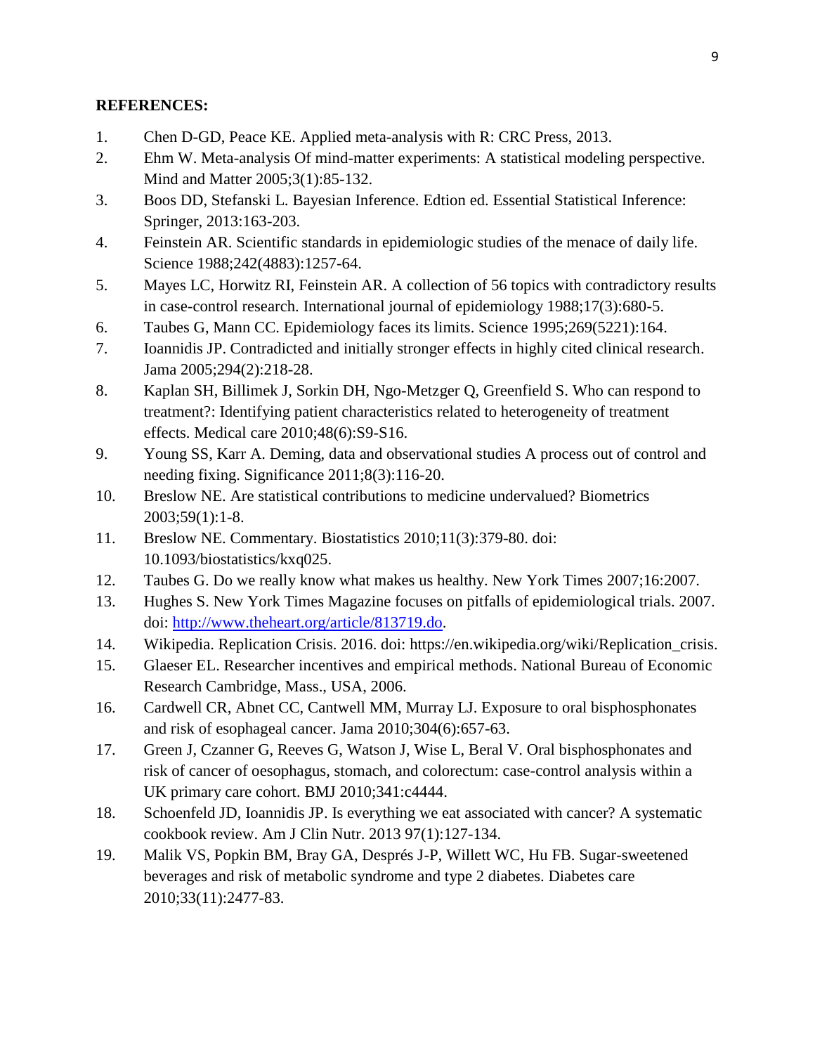**REFERENCES:**

1. Chen D-GD, Peace KE. Applied meta-analysis with R: CRC Press, 2013.
2. Ehm W. Meta-analysis Of mind-matter experiments: A statistical modeling perspective. Mind and Matter 2005;3(1):85-132.
3. Boos DD, Stefanski L. Bayesian Inference. Edtion ed. Essential Statistical Inference: Springer, 2013:163-203.
4. Feinstein AR. Scientific standards in epidemiologic studies of the menace of daily life. Science 1988;242(4883):1257-64.
5. Mayes LC, Horwitz RI, Feinstein AR. A collection of 56 topics with contradictory results in case-control research. International journal of epidemiology 1988;17(3):680-5.
6. Taubes G, Mann CC. Epidemiology faces its limits. Science 1995;269(5221):164.
7. Ioannidis JP. Contradicted and initially stronger effects in highly cited clinical research. Jama 2005;294(2):218-28.
8. Kaplan SH, Billimek J, Sorkin DH, Ngo-Metzger Q, Greenfield S. Who can respond to treatment?: Identifying patient characteristics related to heterogeneity of treatment effects. Medical care 2010;48(6):S9-S16.
9. Young SS, Karr A. Deming, data and observational studies A process out of control and needing fixing. Significance 2011;8(3):116-20.
10. Breslow NE. Are statistical contributions to medicine undervalued? Biometrics 2003;59(1):1-8.
11. Breslow NE. Commentary. Biostatistics 2010;11(3):379-80. doi: 10.1093/biostatistics/kxq025.
12. Taubes G. Do we really know what makes us healthy. New York Times 2007;16:2007.
13. Hughes S. New York Times Magazine focuses on pitfalls of epidemiological trials. 2007. doi: http://www.theheart.org/article/813719.do.
14. Wikipedia. Replication Crisis. 2016. doi: https://en.wikipedia.org/wiki/Replication_crisis.
15. Glaeser EL. Researcher incentives and empirical methods. National Bureau of Economic Research Cambridge, Mass., USA, 2006.
16. Cardwell CR, Abnet CC, Cantwell MM, Murray LJ. Exposure to oral bisphosphonates and risk of esophageal cancer. Jama 2010;304(6):657-63.
17. Green J, Czanner G, Reeves G, Watson J, Wise L, Beral V. Oral bisphosphonates and risk of cancer of oesophagus, stomach, and colorectum: case-control analysis within a UK primary care cohort. BMJ 2010;341:c4444.
18. Schoenfeld JD, Ioannidis JP. Is everything we eat associated with cancer? A systematic cookbook review. Am J Clin Nutr. 2013 97(1):127-134.
19. Malik VS, Popkin BM, Bray GA, Després J-P, Willett WC, Hu FB. Sugar-sweetened beverages and risk of metabolic syndrome and type 2 diabetes. Diabetes care 2010;33(11):2477-83.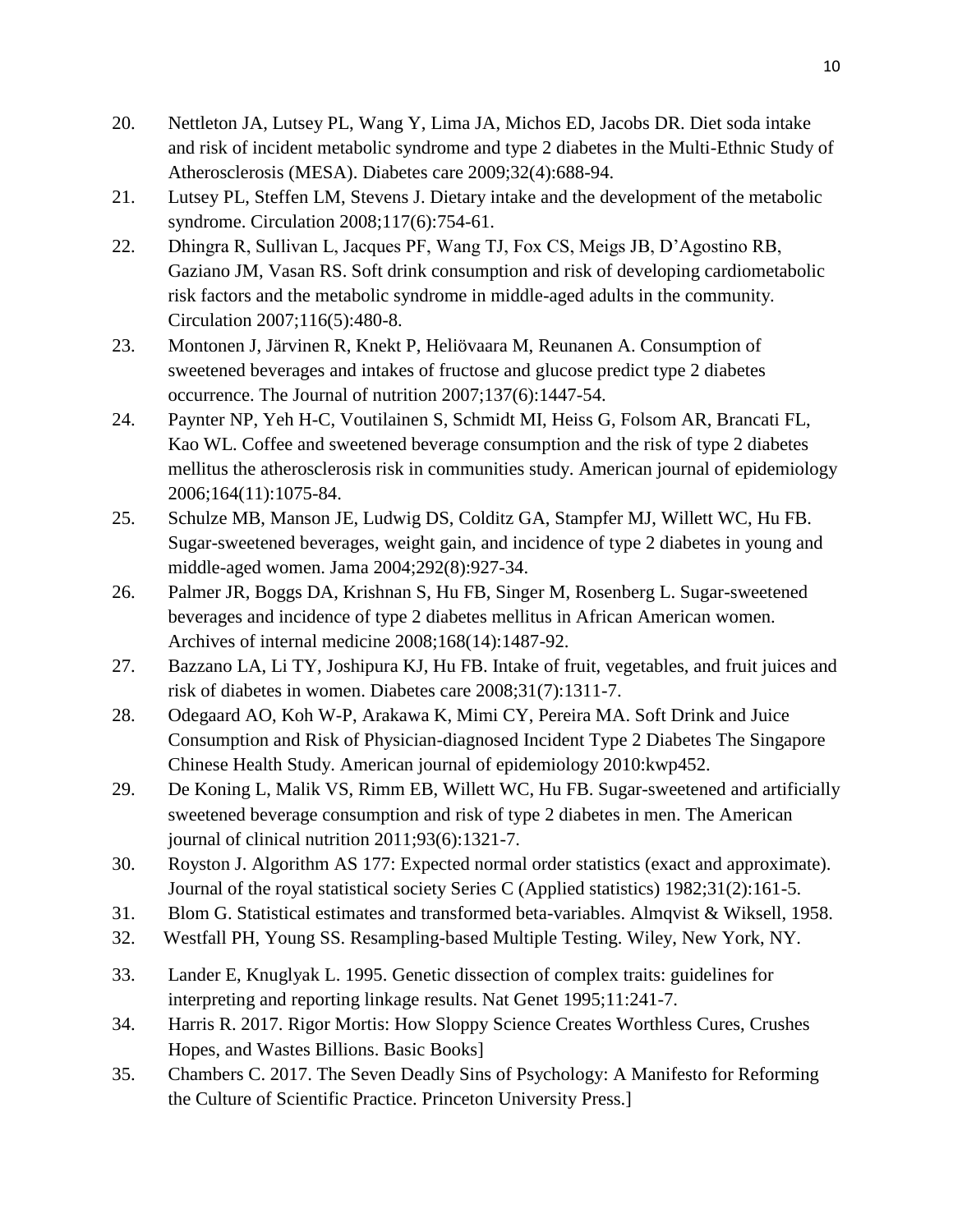20. Nettleton JA, Lutsey PL, Wang Y, Lima JA, Michos ED, Jacobs DR. Diet soda intake and risk of incident metabolic syndrome and type 2 diabetes in the Multi-Ethnic Study of Atherosclerosis (MESA). Diabetes care 2009;32(4):688-94.
21. Lutsey PL, Steffen LM, Stevens J. Dietary intake and the development of the metabolic syndrome. Circulation 2008;117(6):754-61.
22. Dhingra R, Sullivan L, Jacques PF, Wang TJ, Fox CS, Meigs JB, D'Agostino RB, Gaziano JM, Vasan RS. Soft drink consumption and risk of developing cardiometabolic risk factors and the metabolic syndrome in middle-aged adults in the community. Circulation 2007;116(5):480-8.
23. Montonen J, Järvinen R, Knekt P, Heliövaara M, Reunanen A. Consumption of sweetened beverages and intakes of fructose and glucose predict type 2 diabetes occurrence. The Journal of nutrition 2007;137(6):1447-54.
24. Paynter NP, Yeh H-C, Voutilainen S, Schmidt MI, Heiss G, Folsom AR, Brancati FL, Kao WL. Coffee and sweetened beverage consumption and the risk of type 2 diabetes mellitus the atherosclerosis risk in communities study. American journal of epidemiology 2006;164(11):1075-84.
25. Schulze MB, Manson JE, Ludwig DS, Colditz GA, Stampfer MJ, Willett WC, Hu FB. Sugar-sweetened beverages, weight gain, and incidence of type 2 diabetes in young and middle-aged women. Jama 2004;292(8):927-34.
26. Palmer JR, Boggs DA, Krishnan S, Hu FB, Singer M, Rosenberg L. Sugar-sweetened beverages and incidence of type 2 diabetes mellitus in African American women. Archives of internal medicine 2008;168(14):1487-92.
27. Bazzano LA, Li TY, Joshipura KJ, Hu FB. Intake of fruit, vegetables, and fruit juices and risk of diabetes in women. Diabetes care 2008;31(7):1311-7.
28. Odegaard AO, Koh W-P, Arakawa K, Mimi CY, Pereira MA. Soft Drink and Juice Consumption and Risk of Physician-diagnosed Incident Type 2 Diabetes The Singapore Chinese Health Study. American journal of epidemiology 2010:kwp452.
29. De Koning L, Malik VS, Rimm EB, Willett WC, Hu FB. Sugar-sweetened and artificially sweetened beverage consumption and risk of type 2 diabetes in men. The American journal of clinical nutrition 2011;93(6):1321-7.
30. Royston J. Algorithm AS 177: Expected normal order statistics (exact and approximate). Journal of the royal statistical society Series C (Applied statistics) 1982;31(2):161-5.
31. Blom G. Statistical estimates and transformed beta-variables. Almqvist & Wiksell, 1958.
32. Westfall PH, Young SS. Resampling-based Multiple Testing. Wiley, New York, NY.
33. Lander E, Knuglyak L. 1995. Genetic dissection of complex traits: guidelines for interpreting and reporting linkage results. Nat Genet 1995;11:241-7.
34. Harris R. 2017. Rigor Mortis: How Sloppy Science Creates Worthless Cures, Crushes Hopes, and Wastes Billions. Basic Books]
35. Chambers C. 2017. The Seven Deadly Sins of Psychology: A Manifesto for Reforming the Culture of Scientific Practice. Princeton University Press.]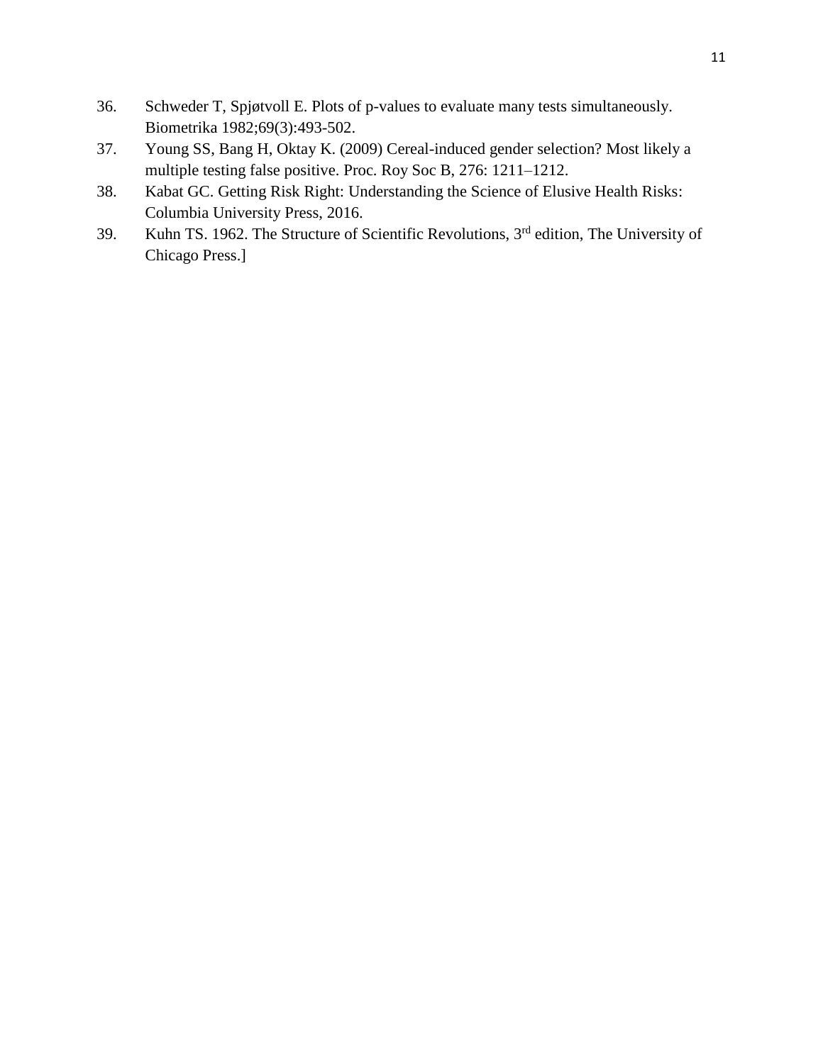36. Schweder T, Spjøtvoll E. Plots of p-values to evaluate many tests simultaneously. Biometrika 1982;69(3):493-502.
37. Young SS, Bang H, Oktay K. (2009) Cereal-induced gender selection? Most likely a multiple testing false positive. Proc. Roy Soc B, 276: 1211–1212.
38. Kabat GC. Getting Risk Right: Understanding the Science of Elusive Health Risks: Columbia University Press, 2016.
39. Kuhn TS. 1962. The Structure of Scientific Revolutions, 3rd edition, The University of Chicago Press.]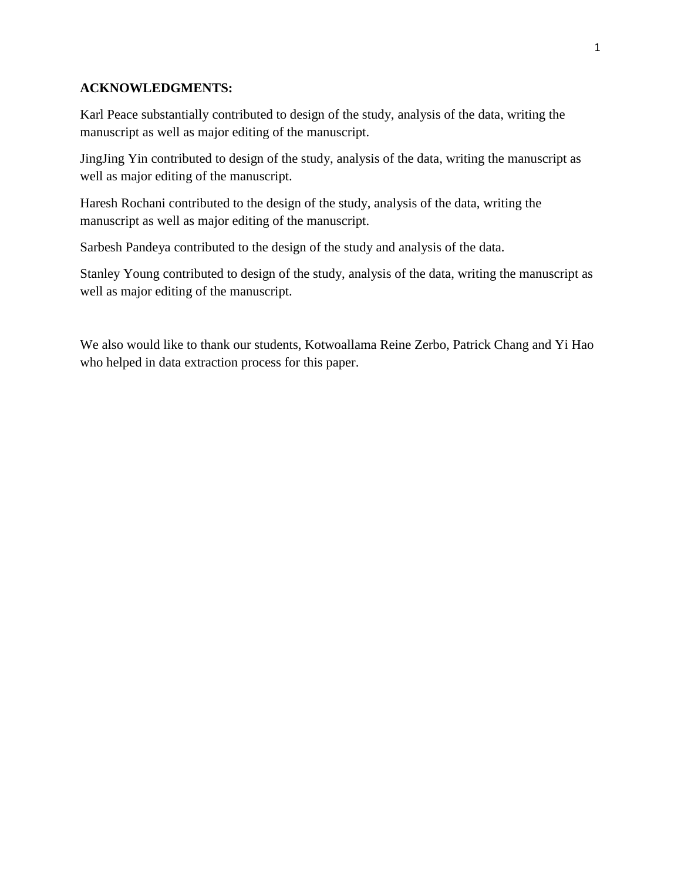**ACKNOWLEDGMENTS:**

Karl Peace substantially contributed to design of the study, analysis of the data, writing the manuscript as well as major editing of the manuscript.

JingJing Yin contributed to design of the study, analysis of the data, writing the manuscript as well as major editing of the manuscript.

Haresh Rochani contributed to the design of the study, analysis of the data, writing the manuscript as well as major editing of the manuscript.

Sarbesh Pandeya contributed to the design of the study and analysis of the data.

Stanley Young contributed to design of the study, analysis of the data, writing the manuscript as well as major editing of the manuscript.

We also would like to thank our students, Kotwoallama Reine Zerbo, Patrick Chang and Yi Hao who helped in data extraction process for this paper.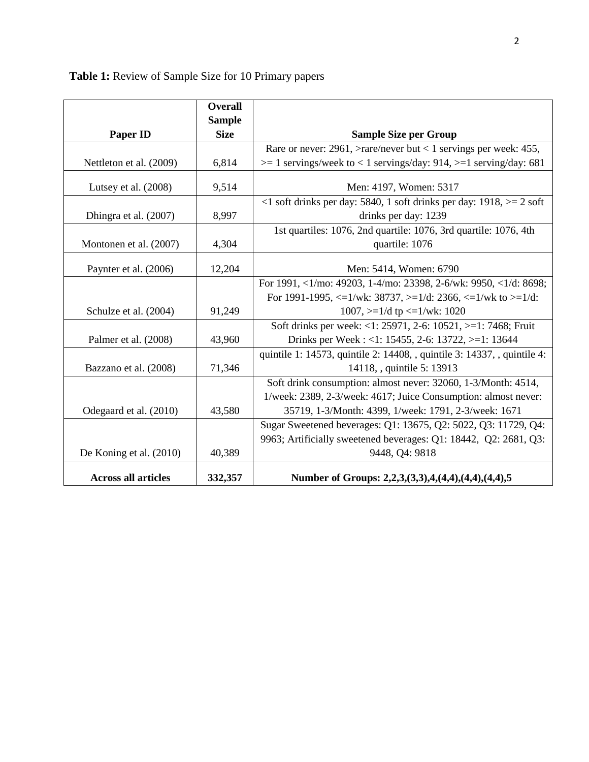**Table 1:** Review of Sample Size for 10 Primary papers

| Paper ID | Overall Sample Size | Sample Size per Group |
|---|---|---|
| Nettleton et al. (2009) | 6,814 | Rare or never: 2961, >rare/never but < 1 servings per week: 455, >= 1 servings/week to < 1 servings/day: 914, >=1 serving/day: 681 |
| Lutsey et al. (2008) | 9,514 | Men: 4197, Women: 5317 |
| Dhingra et al. (2007) | 8,997 | <1 soft drinks per day: 5840, 1 soft drinks per day: 1918, >= 2 soft drinks per day: 1239 |
| Montonen et al. (2007) | 4,304 | 1st quartiles: 1076, 2nd quartile: 1076, 3rd quartile: 1076, 4th quartile: 1076 |
| Paynter et al. (2006) | 12,204 | Men: 5414, Women: 6790 |
| Schulze et al. (2004) | 91,249 | For 1991, <1/mo: 49203, 1-4/mo: 23398, 2-6/wk: 9950, <1/d: 8698; For 1991-1995, <=1/wk: 38737, >=1/d: 2366, <=1/wk to >=1/d: 1007, >=1/d tp <=1/wk: 1020 |
| Palmer et al. (2008) | 43,960 | Soft drinks per week: <1: 25971, 2-6: 10521, >=1: 7468; Fruit Drinks per Week : <1: 15455, 2-6: 13722, >=1: 13644 |
| Bazzano et al. (2008) | 71,346 | quintile 1: 14573, quintile 2: 14408, , quintile 3: 14337, , quintile 4: 14118, , quintile 5: 13913 |
| Odegaard et al. (2010) | 43,580 | Soft drink consumption: almost never: 32060, 1-3/Month: 4514, 1/week: 2389, 2-3/week: 4617; Juice Consumption: almost never: 35719, 1-3/Month: 4399, 1/week: 1791, 2-3/week: 1671 |
| De Koning et al. (2010) | 40,389 | Sugar Sweetened beverages: Q1: 13675, Q2: 5022, Q3: 11729, Q4: 9963; Artificially sweetened beverages: Q1: 18442, Q2: 2681, Q3: 9448, Q4: 9818 |
| **Across all articles** | **332,357** | **Number of Groups: 2,2,3,(3,3),4,(4,4),(4,4),(4,4),5** |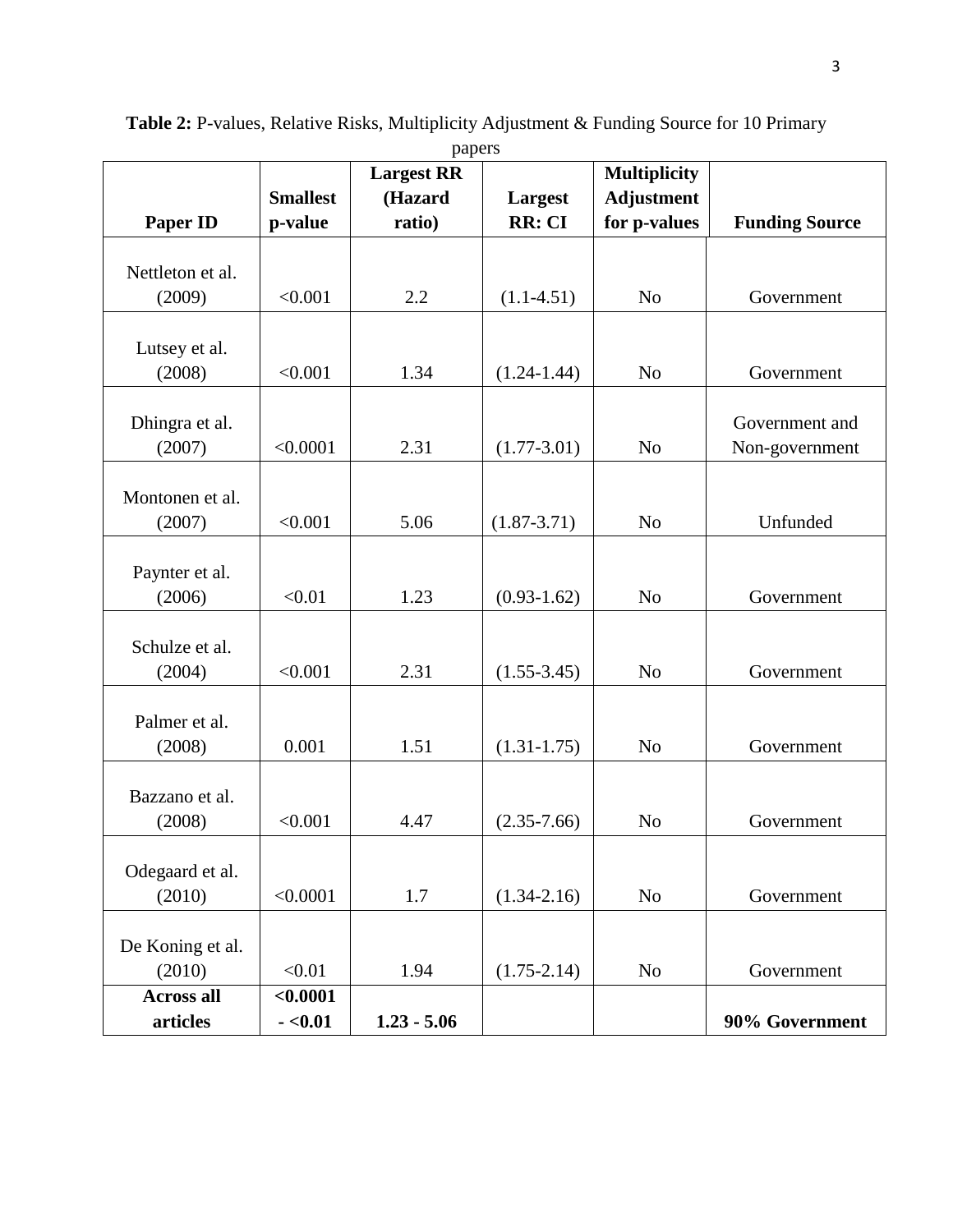**Table 2:** P-values, Relative Risks, Multiplicity Adjustment & Funding Source for 10 Primary papers

| Paper ID | Smallest p-value | Largest RR (Hazard ratio) | Largest RR: CI | Multiplicity Adjustment for p-values | Funding Source |
|---|---|---|---|---|---|
| Nettleton et al. (2009) | <0.001 | 2.2 | (1.1-4.51) | No | Government |
| Lutsey et al. (2008) | <0.001 | 1.34 | (1.24-1.44) | No | Government |
| Dhingra et al. (2007) | <0.0001 | 2.31 | (1.77-3.01) | No | Government and Non-government |
| Montonen et al. (2007) | <0.001 | 5.06 | (1.87-3.71) | No | Unfunded |
| Paynter et al. (2006) | <0.01 | 1.23 | (0.93-1.62) | No | Government |
| Schulze et al. (2004) | <0.001 | 2.31 | (1.55-3.45) | No | Government |
| Palmer et al. (2008) | 0.001 | 1.51 | (1.31-1.75) | No | Government |
| Bazzano et al. (2008) | <0.001 | 4.47 | (2.35-7.66) | No | Government |
| Odegaard et al. (2010) | <0.0001 | 1.7 | (1.34-2.16) | No | Government |
| De Koning et al. (2010) | <0.01 | 1.94 | (1.75-2.14) | No | Government |
| **Across all articles** | **<0.0001 - <0.01** | **1.23 - 5.06** | | | **90% Government** |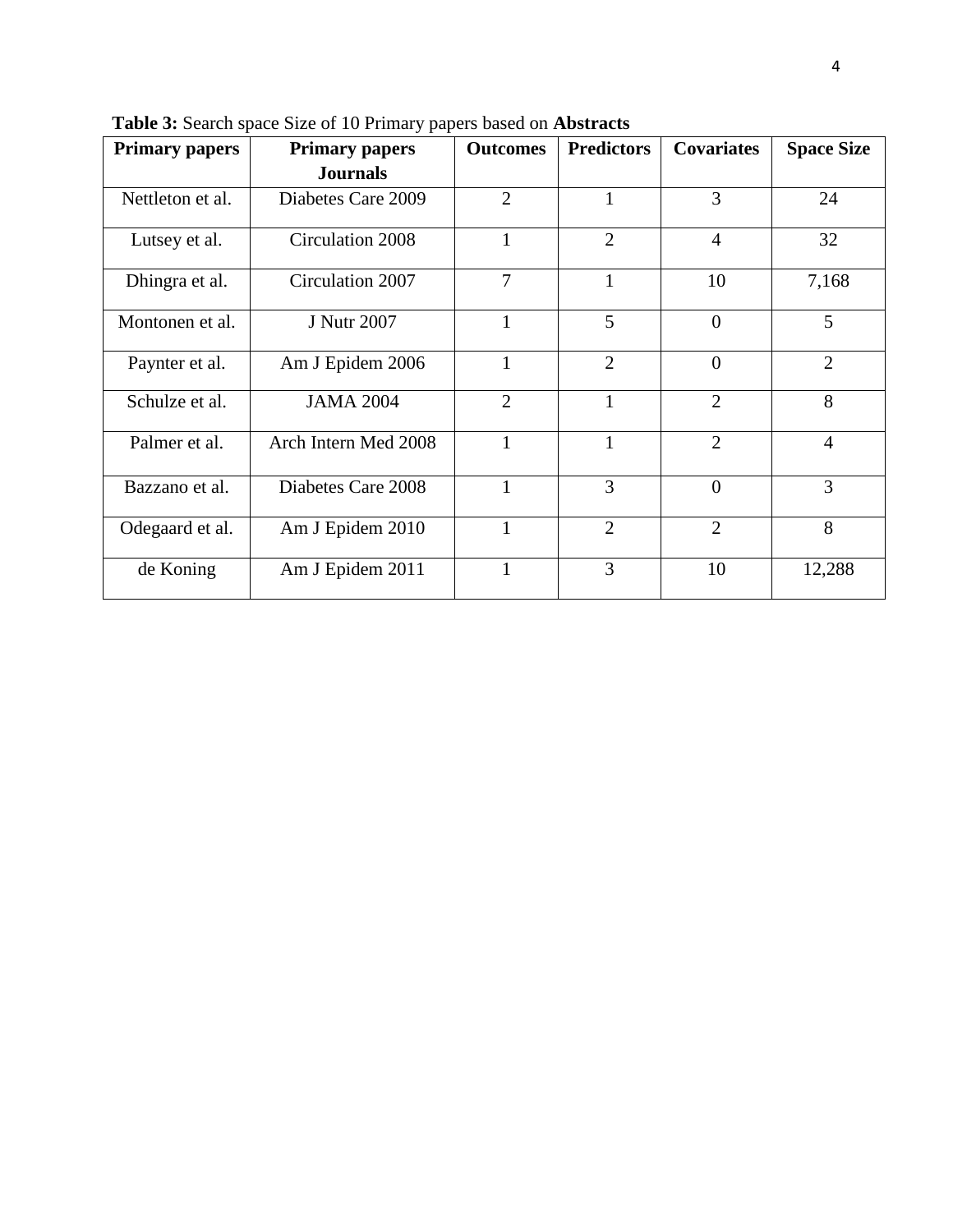**Table 3:** Search space Size of 10 Primary papers based on **Abstracts**

| Primary papers | Primary papers Journals | Outcomes | Predictors | Covariates | Space Size |
|---|---|---|---|---|---|
| Nettleton et al. | Diabetes Care 2009 | 2 | 1 | 3 | 24 |
| Lutsey et al. | Circulation 2008 | 1 | 2 | 4 | 32 |
| Dhingra et al. | Circulation 2007 | 7 | 1 | 10 | 7,168 |
| Montonen et al. | J Nutr 2007 | 1 | 5 | 0 | 5 |
| Paynter et al. | Am J Epidem 2006 | 1 | 2 | 0 | 2 |
| Schulze et al. | JAMA 2004 | 2 | 1 | 2 | 8 |
| Palmer et al. | Arch Intern Med 2008 | 1 | 1 | 2 | 4 |
| Bazzano et al. | Diabetes Care 2008 | 1 | 3 | 0 | 3 |
| Odegaard et al. | Am J Epidem 2010 | 1 | 2 | 2 | 8 |
| de Koning | Am J Epidem 2011 | 1 | 3 | 10 | 12,288 |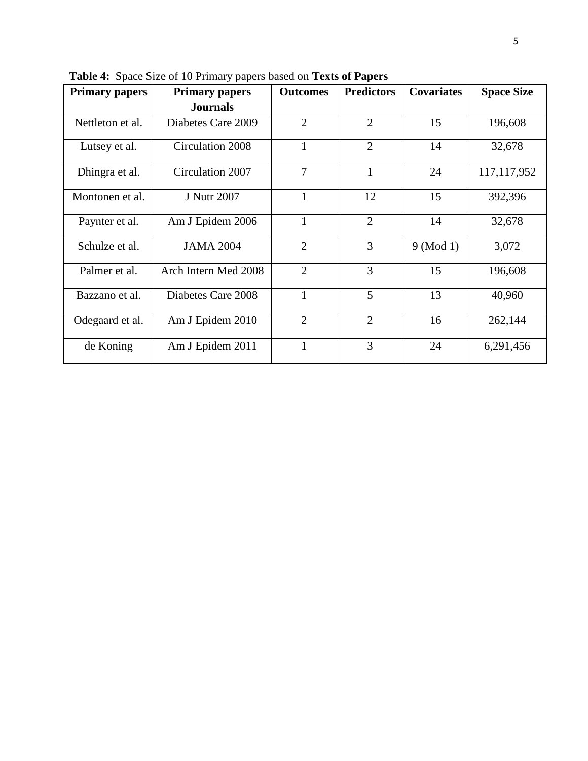**Table 4:** Space Size of 10 Primary papers based on **Texts of Papers**

| Primary papers | Primary papers Journals | Outcomes | Predictors | Covariates | Space Size |
|---|---|---|---|---|---|
| Nettleton et al. | Diabetes Care 2009 | 2 | 2 | 15 | 196,608 |
| Lutsey et al. | Circulation 2008 | 1 | 2 | 14 | 32,678 |
| Dhingra et al. | Circulation 2007 | 7 | 1 | 24 | 117,117,952 |
| Montonen et al. | J Nutr 2007 | 1 | 12 | 15 | 392,396 |
| Paynter et al. | Am J Epidem 2006 | 1 | 2 | 14 | 32,678 |
| Schulze et al. | JAMA 2004 | 2 | 3 | 9 (Mod 1) | 3,072 |
| Palmer et al. | Arch Intern Med 2008 | 2 | 3 | 15 | 196,608 |
| Bazzano et al. | Diabetes Care 2008 | 1 | 5 | 13 | 40,960 |
| Odegaard et al. | Am J Epidem 2010 | 2 | 2 | 16 | 262,144 |
| de Koning | Am J Epidem 2011 | 1 | 3 | 24 | 6,291,456 |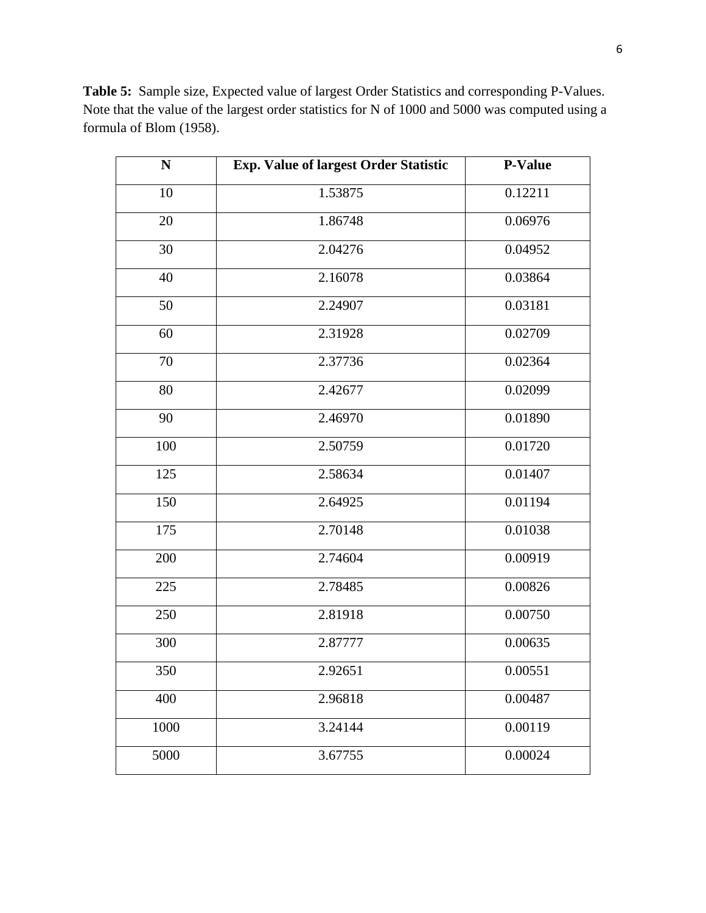**Table 5:** Sample size, Expected value of largest Order Statistics and corresponding P-Values. Note that the value of the largest order statistics for N of 1000 and 5000 was computed using a formula of Blom (1958).

| N | Exp. Value of largest Order Statistic | P-Value |
|---|---|---|
| 10 | 1.53875 | 0.12211 |
| 20 | 1.86748 | 0.06976 |
| 30 | 2.04276 | 0.04952 |
| 40 | 2.16078 | 0.03864 |
| 50 | 2.24907 | 0.03181 |
| 60 | 2.31928 | 0.02709 |
| 70 | 2.37736 | 0.02364 |
| 80 | 2.42677 | 0.02099 |
| 90 | 2.46970 | 0.01890 |
| 100 | 2.50759 | 0.01720 |
| 125 | 2.58634 | 0.01407 |
| 150 | 2.64925 | 0.01194 |
| 175 | 2.70148 | 0.01038 |
| 200 | 2.74604 | 0.00919 |
| 225 | 2.78485 | 0.00826 |
| 250 | 2.81918 | 0.00750 |
| 300 | 2.87777 | 0.00635 |
| 350 | 2.92651 | 0.00551 |
| 400 | 2.96818 | 0.00487 |
| 1000 | 3.24144 | 0.00119 |
| 5000 | 3.67755 | 0.00024 |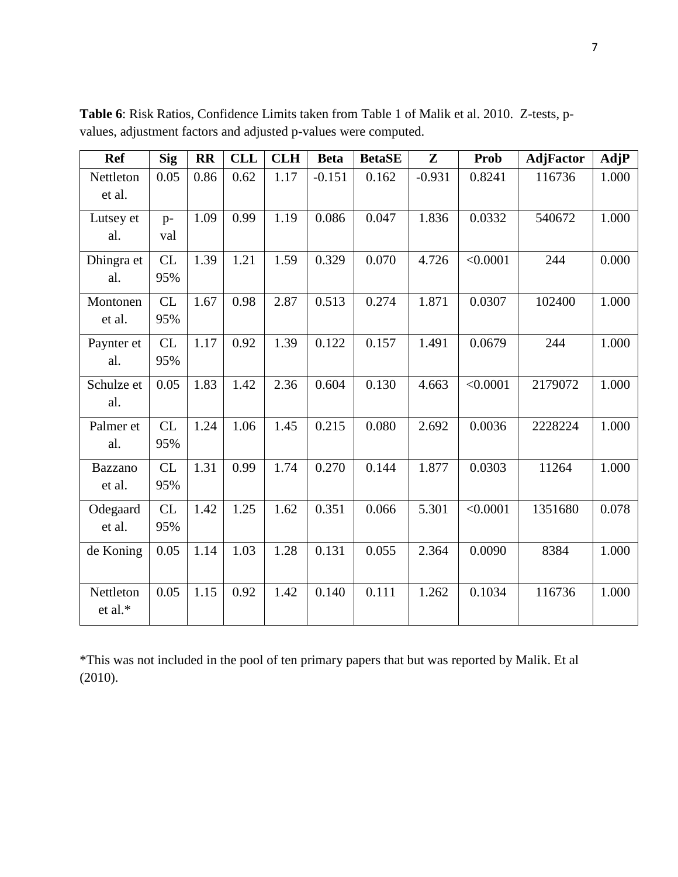**Table 6**: Risk Ratios, Confidence Limits taken from Table 1 of Malik et al. 2010. Z-tests, p-values, adjustment factors and adjusted p-values were computed.

| Ref | Sig | RR | CLL | CLH | Beta | BetaSE | Z | Prob | AdjFactor | AdjP |
|---|---|---|---|---|---|---|---|---|---|---|
| Nettleton et al. | 0.05 | 0.86 | 0.62 | 1.17 | -0.151 | 0.162 | -0.931 | 0.8241 | 116736 | 1.000 |
| Lutsey et al. | p-val | 1.09 | 0.99 | 1.19 | 0.086 | 0.047 | 1.836 | 0.0332 | 540672 | 1.000 |
| Dhingra et al. | CL 95% | 1.39 | 1.21 | 1.59 | 0.329 | 0.070 | 4.726 | <0.0001 | 244 | 0.000 |
| Montonen et al. | CL 95% | 1.67 | 0.98 | 2.87 | 0.513 | 0.274 | 1.871 | 0.0307 | 102400 | 1.000 |
| Paynter et al. | CL 95% | 1.17 | 0.92 | 1.39 | 0.122 | 0.157 | 1.491 | 0.0679 | 244 | 1.000 |
| Schulze et al. | 0.05 | 1.83 | 1.42 | 2.36 | 0.604 | 0.130 | 4.663 | <0.0001 | 2179072 | 1.000 |
| Palmer et al. | CL 95% | 1.24 | 1.06 | 1.45 | 0.215 | 0.080 | 2.692 | 0.0036 | 2228224 | 1.000 |
| Bazzano et al. | CL 95% | 1.31 | 0.99 | 1.74 | 0.270 | 0.144 | 1.877 | 0.0303 | 11264 | 1.000 |
| Odegaard et al. | CL 95% | 1.42 | 1.25 | 1.62 | 0.351 | 0.066 | 5.301 | <0.0001 | 1351680 | 0.078 |
| de Koning | 0.05 | 1.14 | 1.03 | 1.28 | 0.131 | 0.055 | 2.364 | 0.0090 | 8384 | 1.000 |
| Nettleton et al.* | 0.05 | 1.15 | 0.92 | 1.42 | 0.140 | 0.111 | 1.262 | 0.1034 | 116736 | 1.000 |

*This was not included in the pool of ten primary papers that but was reported by Malik. Et al (2010).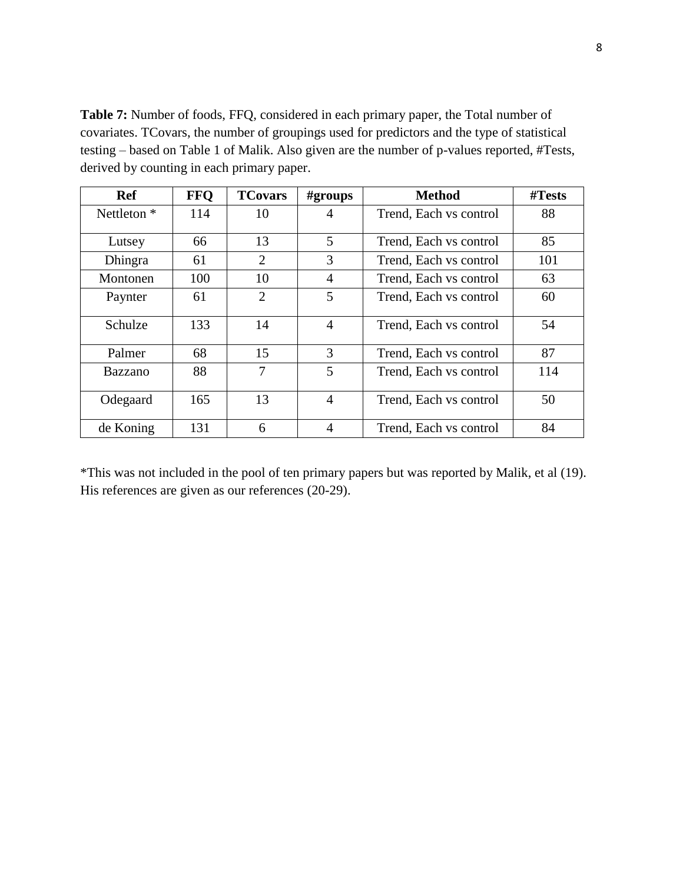**Table 7:** Number of foods, FFQ, considered in each primary paper, the Total number of covariates. TCovars, the number of groupings used for predictors and the type of statistical testing – based on Table 1 of Malik. Also given are the number of p-values reported, #Tests, derived by counting in each primary paper.

| Ref | FFQ | TCovars | #groups | Method | #Tests |
|---|---|---|---|---|---|
| Nettleton * | 114 | 10 | 4 | Trend, Each vs control | 88 |
| Lutsey | 66 | 13 | 5 | Trend, Each vs control | 85 |
| Dhingra | 61 | 2 | 3 | Trend, Each vs control | 101 |
| Montonen | 100 | 10 | 4 | Trend, Each vs control | 63 |
| Paynter | 61 | 2 | 5 | Trend, Each vs control | 60 |
| Schulze | 133 | 14 | 4 | Trend, Each vs control | 54 |
| Palmer | 68 | 15 | 3 | Trend, Each vs control | 87 |
| Bazzano | 88 | 7 | 5 | Trend, Each vs control | 114 |
| Odegaard | 165 | 13 | 4 | Trend, Each vs control | 50 |
| de Koning | 131 | 6 | 4 | Trend, Each vs control | 84 |

*This was not included in the pool of ten primary papers but was reported by Malik, et al (19). His references are given as our references (20-29).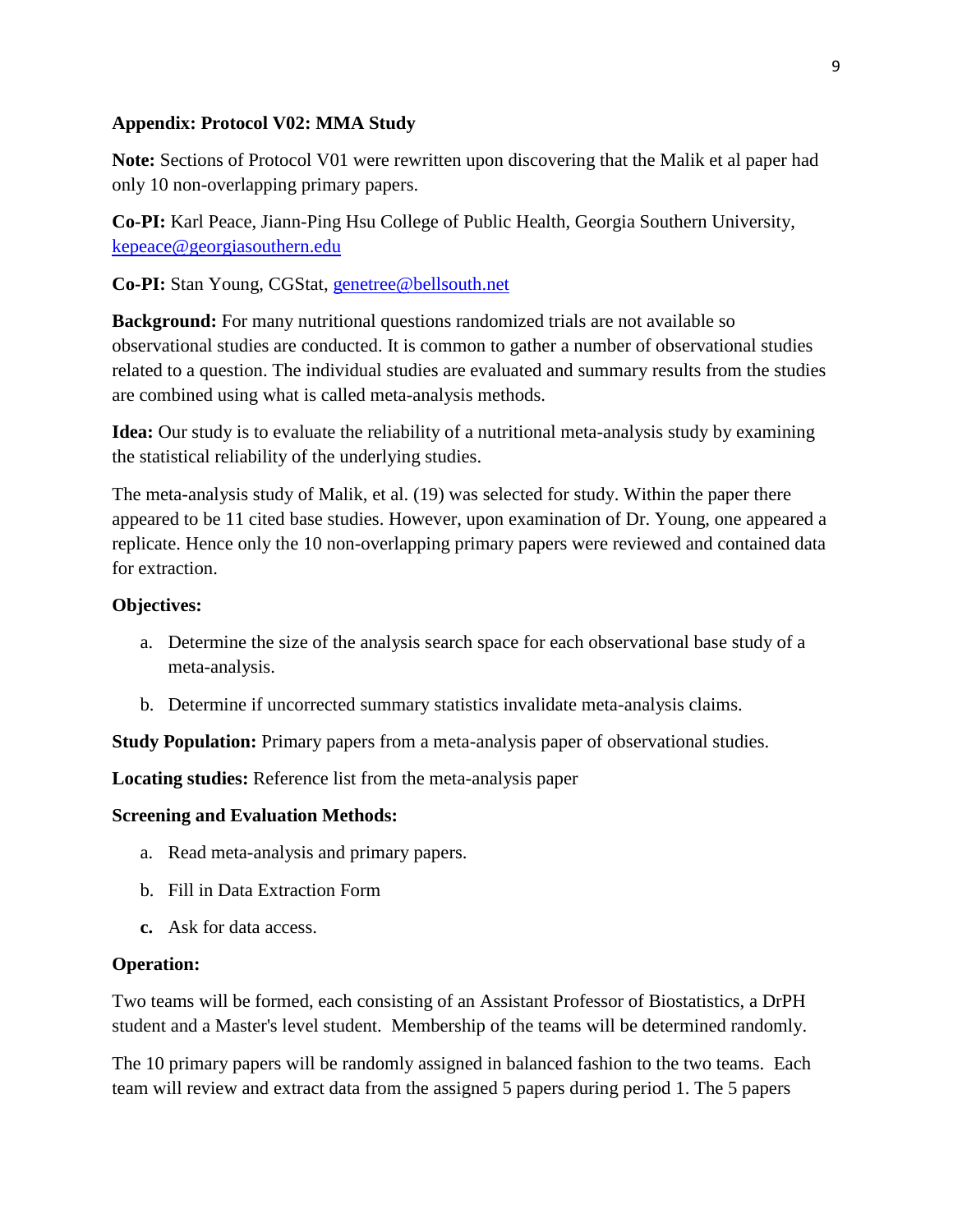**Appendix: Protocol V02: MMA Study**

**Note:** Sections of Protocol V01 were rewritten upon discovering that the Malik et al paper had only 10 non-overlapping primary papers.

**Co-PI:** Karl Peace, Jiann-Ping Hsu College of Public Health, Georgia Southern University, kepeace@georgiasouthern.edu

**Co-PI:** Stan Young, CGStat, genetree@bellsouth.net

**Background:** For many nutritional questions randomized trials are not available so observational studies are conducted. It is common to gather a number of observational studies related to a question. The individual studies are evaluated and summary results from the studies are combined using what is called meta-analysis methods.

**Idea:** Our study is to evaluate the reliability of a nutritional meta-analysis study by examining the statistical reliability of the underlying studies.

The meta-analysis study of Malik, et al. (19) was selected for study. Within the paper there appeared to be 11 cited base studies. However, upon examination of Dr. Young, one appeared a replicate. Hence only the 10 non-overlapping primary papers were reviewed and contained data for extraction.

**Objectives:**

a. Determine the size of the analysis search space for each observational base study of a meta-analysis.

b. Determine if uncorrected summary statistics invalidate meta-analysis claims.

**Study Population:** Primary papers from a meta-analysis paper of observational studies.

**Locating studies:** Reference list from the meta-analysis paper

**Screening and Evaluation Methods:**

a. Read meta-analysis and primary papers.

b. Fill in Data Extraction Form

c. Ask for data access.

**Operation:**

Two teams will be formed, each consisting of an Assistant Professor of Biostatistics, a DrPH student and a Master's level student. Membership of the teams will be determined randomly.

The 10 primary papers will be randomly assigned in balanced fashion to the two teams. Each team will review and extract data from the assigned 5 papers during period 1. The 5 papers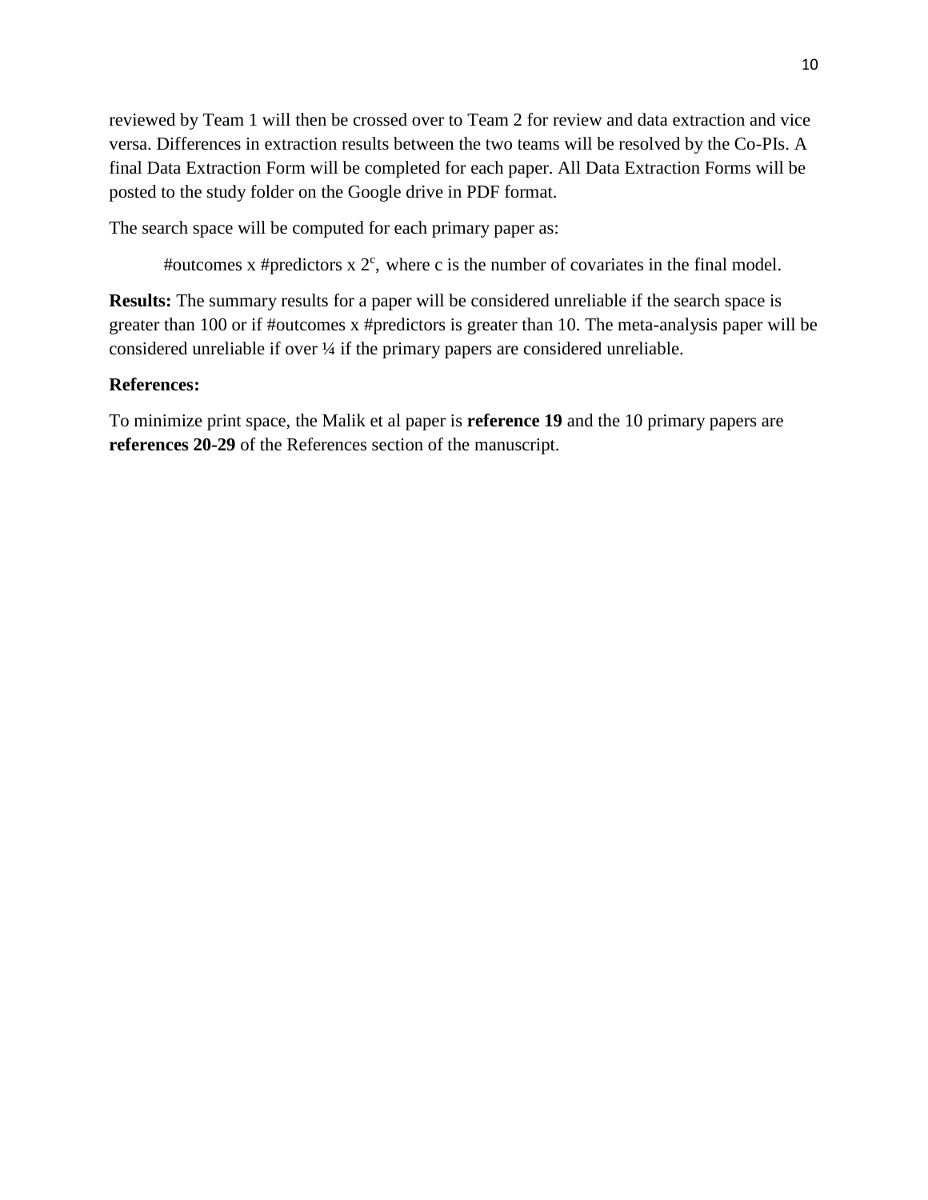reviewed by Team 1 will then be crossed over to Team 2 for review and data extraction and vice versa. Differences in extraction results between the two teams will be resolved by the Co-PIs. A final Data Extraction Form will be completed for each paper. All Data Extraction Forms will be posted to the study folder on the Google drive in PDF format.

The search space will be computed for each primary paper as:

#outcomes x #predictors x $2^c$, where c is the number of covariates in the final model.

**Results:** The summary results for a paper will be considered unreliable if the search space is greater than 100 or if #outcomes x #predictors is greater than 10. The meta-analysis paper will be considered unreliable if over ¼ if the primary papers are considered unreliable.

**References:**

To minimize print space, the Malik et al paper is **reference 19** and the 10 primary papers are **references 20-29** of the References section of the manuscript.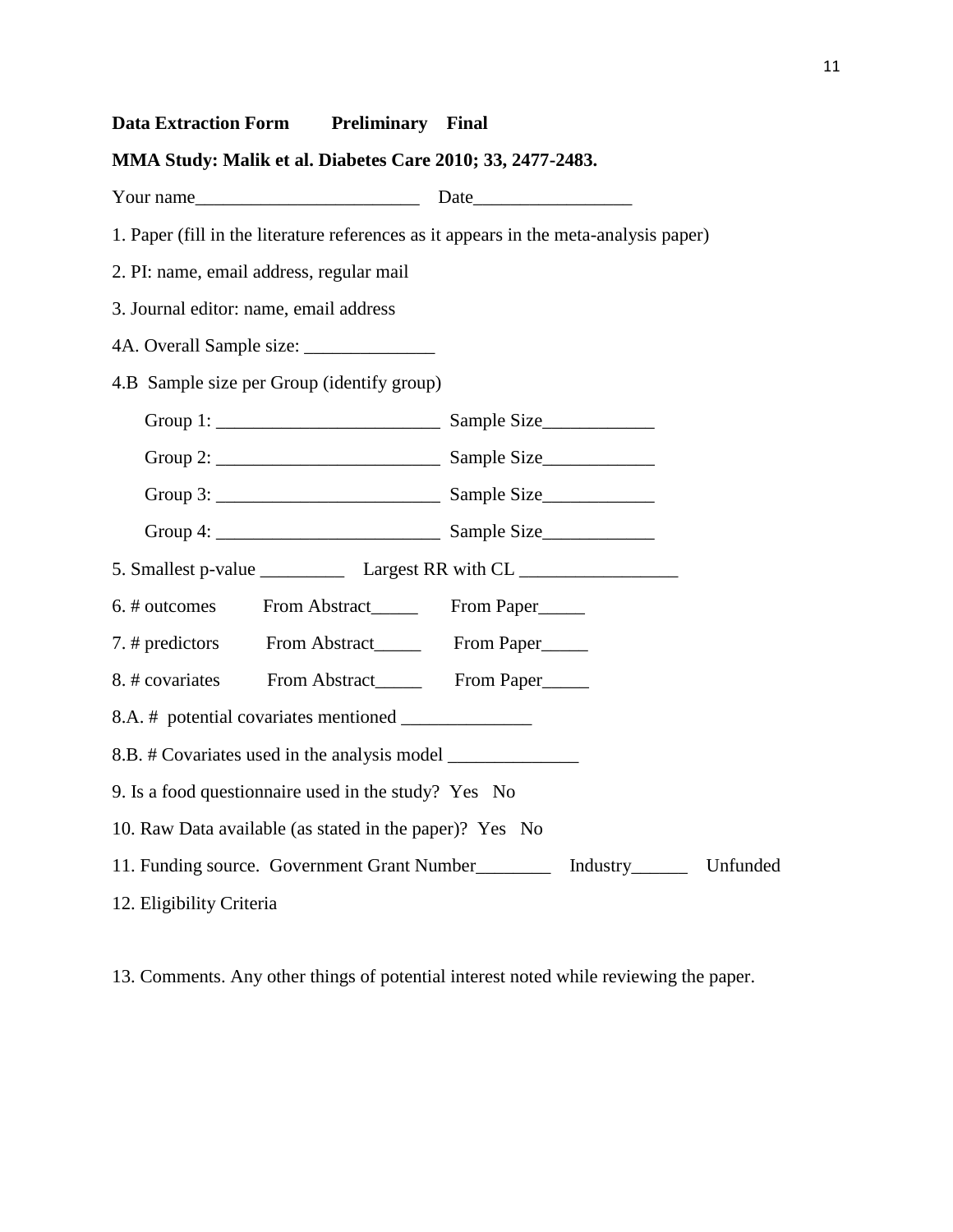**Data Extraction Form  Preliminary  Final**

**MMA Study: Malik et al. Diabetes Care 2010; 33, 2477-2483.**

Your name________________________ Date_________________

1. Paper (fill in the literature references as it appears in the meta-analysis paper)

2. PI: name, email address, regular mail

3. Journal editor: name, email address

4A. Overall Sample size: ______________

4.B Sample size per Group (identify group)

  Group 1: ________________________ Sample Size____________

  Group 2: ________________________ Sample Size____________

  Group 3: ________________________ Sample Size____________

  Group 4: ________________________ Sample Size____________

5. Smallest p-value _________ Largest RR with CL _________________

6. # outcomes  From Abstract_____  From Paper_____

7. # predictors  From Abstract_____  From Paper_____

8. # covariates  From Abstract_____  From Paper_____

8.A. # potential covariates mentioned ______________

8.B. # Covariates used in the analysis model ______________

9. Is a food questionnaire used in the study? Yes No

10. Raw Data available (as stated in the paper)? Yes No

11. Funding source. Government Grant Number________ Industry______ Unfunded

12. Eligibility Criteria

13. Comments. Any other things of potential interest noted while reviewing the paper.